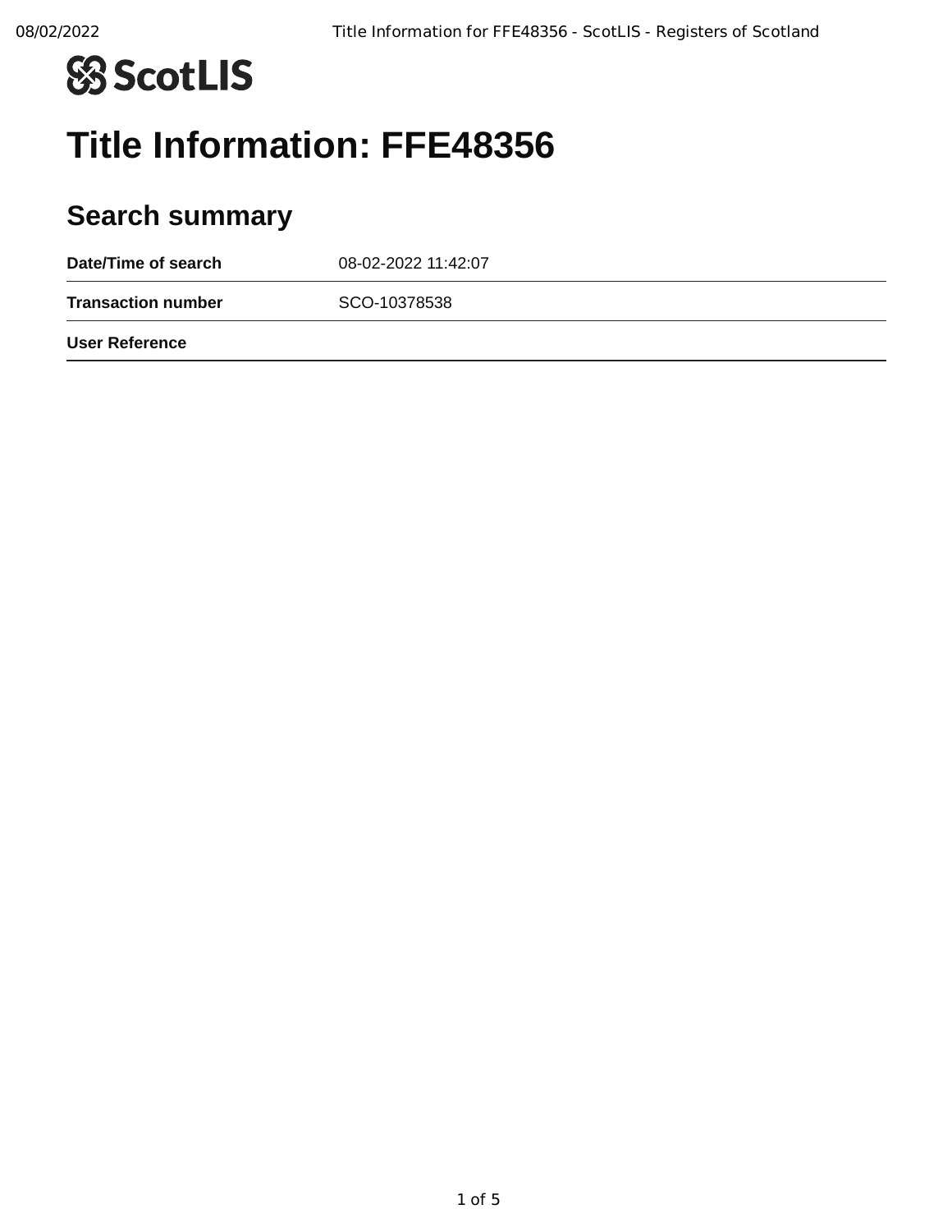ScotLIS

# Title Information: FFE48356

## Search summary

| | |
|---|---|
| **Date/Time of search** | 08-02-2022 11:42:07 |
| **Transaction number** | SCO-10378538 |
| **User Reference** | |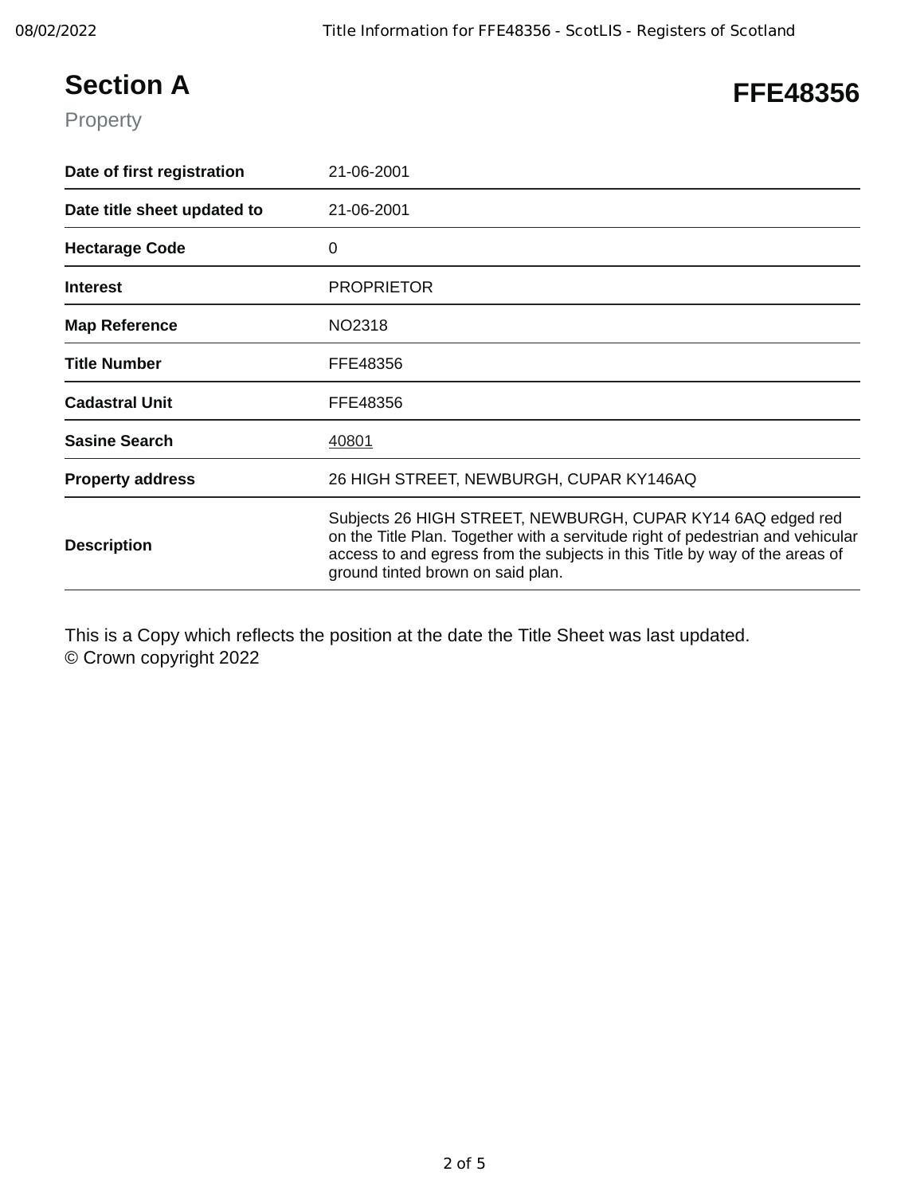# Section A

**FFE48356**

Property

| | |
|---|---|
| **Date of first registration** | 21-06-2001 |
| **Date title sheet updated to** | 21-06-2001 |
| **Hectarage Code** | 0 |
| **Interest** | PROPRIETOR |
| **Map Reference** | NO2318 |
| **Title Number** | FFE48356 |
| **Cadastral Unit** | FFE48356 |
| **Sasine Search** | 40801 |
| **Property address** | 26 HIGH STREET, NEWBURGH, CUPAR KY146AQ |
| **Description** | Subjects 26 HIGH STREET, NEWBURGH, CUPAR KY14 6AQ edged red on the Title Plan. Together with a servitude right of pedestrian and vehicular access to and egress from the subjects in this Title by way of the areas of ground tinted brown on said plan. |

This is a Copy which reflects the position at the date the Title Sheet was last updated.
© Crown copyright 2022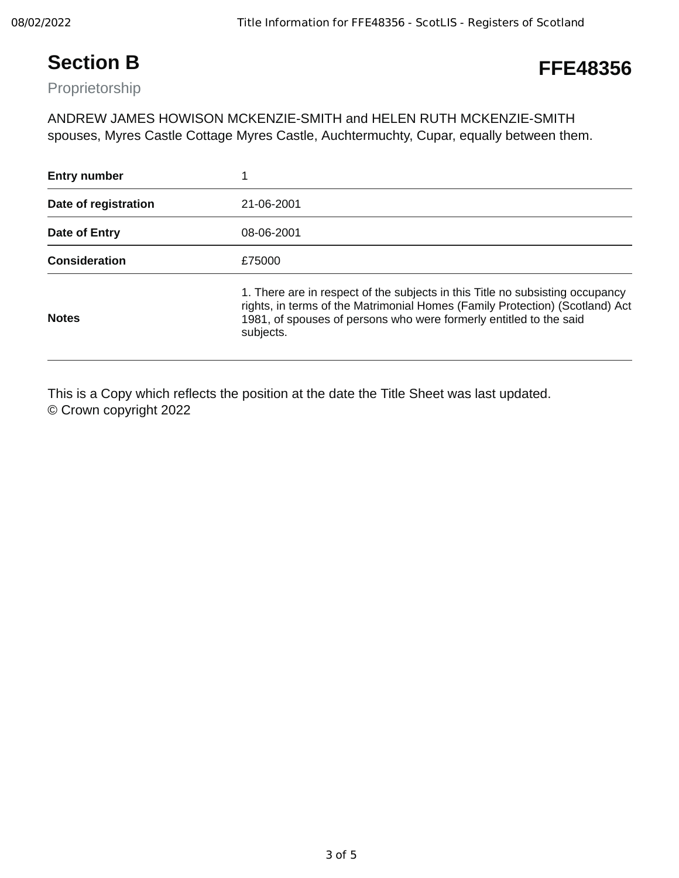# Section B

**FFE48356**

Proprietorship

ANDREW JAMES HOWISON MCKENZIE-SMITH and HELEN RUTH MCKENZIE-SMITH spouses, Myres Castle Cottage Myres Castle, Auchtermuchty, Cupar, equally between them.

| | |
|---|---|
| **Entry number** | 1 |
| **Date of registration** | 21-06-2001 |
| **Date of Entry** | 08-06-2001 |
| **Consideration** | £75000 |
| **Notes** | 1. There are in respect of the subjects in this Title no subsisting occupancy rights, in terms of the Matrimonial Homes (Family Protection) (Scotland) Act 1981, of spouses of persons who were formerly entitled to the said subjects. |

This is a Copy which reflects the position at the date the Title Sheet was last updated.
© Crown copyright 2022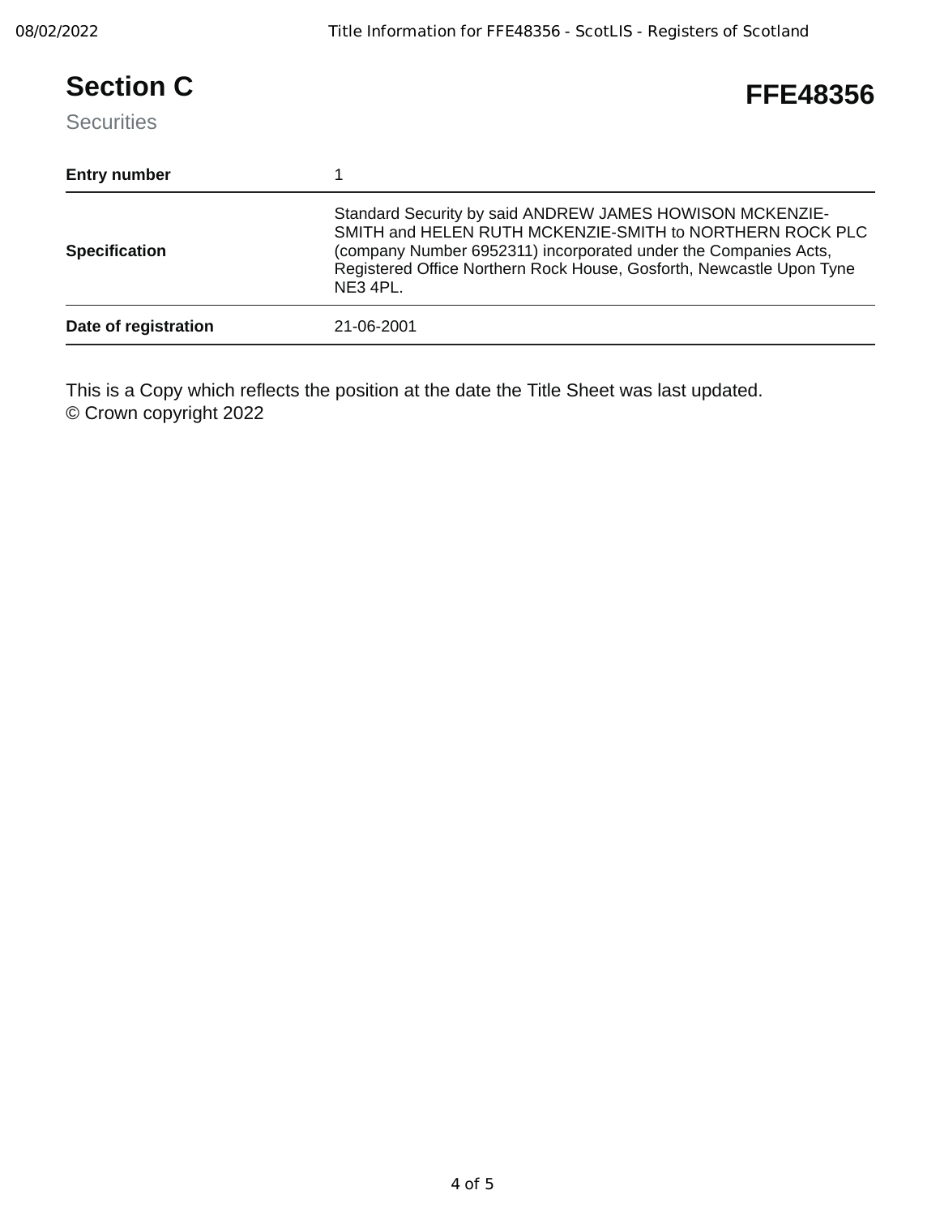# Section C

**FFE48356**

Securities

| **Entry number** | 1 |
|---|---|
| **Specification** | Standard Security by said ANDREW JAMES HOWISON MCKENZIE-SMITH and HELEN RUTH MCKENZIE-SMITH to NORTHERN ROCK PLC (company Number 6952311) incorporated under the Companies Acts, Registered Office Northern Rock House, Gosforth, Newcastle Upon Tyne NE3 4PL. |
| **Date of registration** | 21-06-2001 |

This is a Copy which reflects the position at the date the Title Sheet was last updated.
© Crown copyright 2022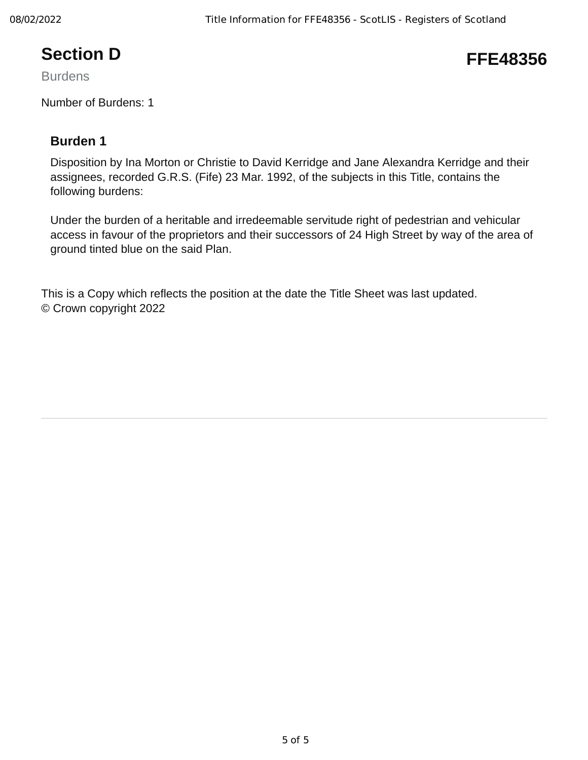# Section D

**FFE48356**

Burdens

Number of Burdens: 1

### Burden 1

Disposition by Ina Morton or Christie to David Kerridge and Jane Alexandra Kerridge and their assignees, recorded G.R.S. (Fife) 23 Mar. 1992, of the subjects in this Title, contains the following burdens:

Under the burden of a heritable and irredeemable servitude right of pedestrian and vehicular access in favour of the proprietors and their successors of 24 High Street by way of the area of ground tinted blue on the said Plan.

This is a Copy which reflects the position at the date the Title Sheet was last updated.
© Crown copyright 2022